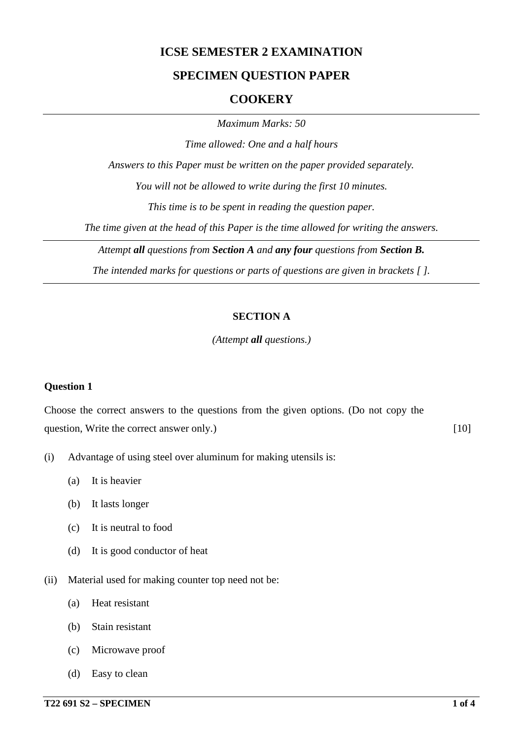# ICSE SEMESTER 2 EXAMINATION

## SPECIMEN QUESTION PAPER

## COOKERY

*Maximum Marks: 50*

*Time allowed: One and a half hours*

*Answers to this Paper must be written on the paper provided separately.*

*You will not be allowed to write during the first 10 minutes.*

*This time is to be spent in reading the question paper.*

*The time given at the head of this Paper is the time allowed for writing the answers.*

*Attempt **all** questions from **Section A** and **any four** questions from **Section B.***

*The intended marks for questions or parts of questions are given in brackets [ ].*

### SECTION A

*(Attempt **all** questions.)*

**Question 1**

Choose the correct answers to the questions from the given options. (Do not copy the question, Write the correct answer only.) [10]

(i) Advantage of using steel over aluminum for making utensils is:

- (a) It is heavier
- (b) It lasts longer
- (c) It is neutral to food
- (d) It is good conductor of heat

(ii) Material used for making counter top need not be:

- (a) Heat resistant
- (b) Stain resistant
- (c) Microwave proof
- (d) Easy to clean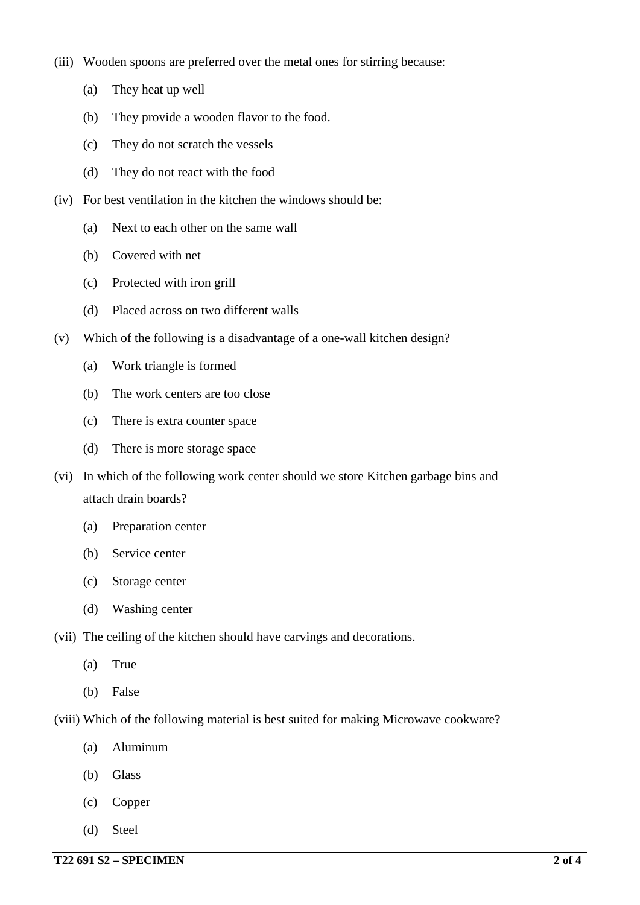(iii) Wooden spoons are preferred over the metal ones for stirring because:

- (a) They heat up well
- (b) They provide a wooden flavor to the food.
- (c) They do not scratch the vessels
- (d) They do not react with the food

(iv) For best ventilation in the kitchen the windows should be:

- (a) Next to each other on the same wall
- (b) Covered with net
- (c) Protected with iron grill
- (d) Placed across on two different walls

(v) Which of the following is a disadvantage of a one-wall kitchen design?

- (a) Work triangle is formed
- (b) The work centers are too close
- (c) There is extra counter space
- (d) There is more storage space

(vi) In which of the following work center should we store Kitchen garbage bins and attach drain boards?

- (a) Preparation center
- (b) Service center
- (c) Storage center
- (d) Washing center

(vii) The ceiling of the kitchen should have carvings and decorations.

- (a) True
- (b) False

(viii) Which of the following material is best suited for making Microwave cookware?

- (a) Aluminum
- (b) Glass
- (c) Copper
- (d) Steel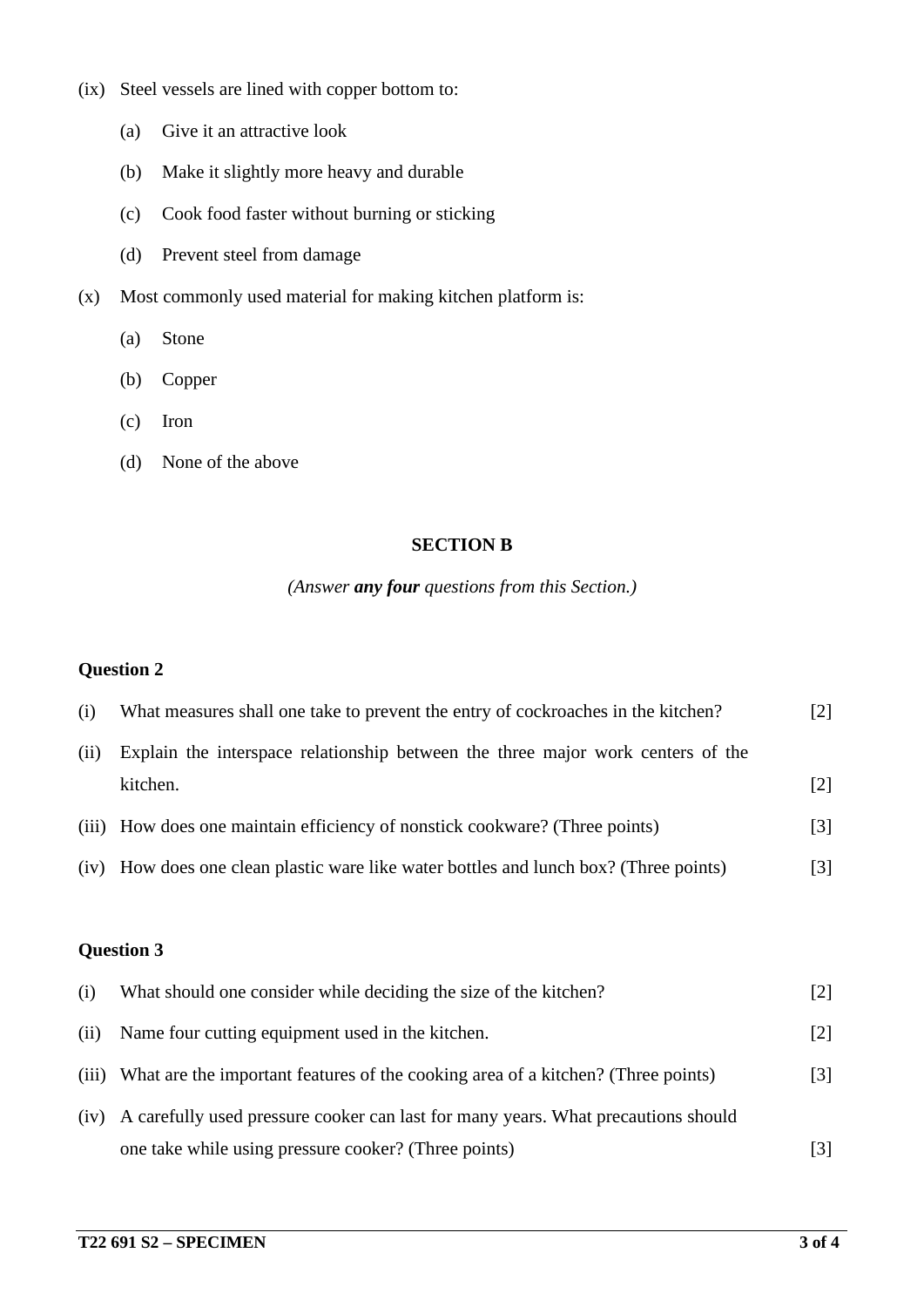(ix) Steel vessels are lined with copper bottom to:

(a) Give it an attractive look

(b) Make it slightly more heavy and durable

(c) Cook food faster without burning or sticking

(d) Prevent steel from damage

(x) Most commonly used material for making kitchen platform is:

(a) Stone

(b) Copper

(c) Iron

(d) None of the above

## SECTION B

*(Answer **any four** questions from this Section.)*

### Question 2

(i) What measures shall one take to prevent the entry of cockroaches in the kitchen? [2]

(ii) Explain the interspace relationship between the three major work centers of the kitchen. [2]

(iii) How does one maintain efficiency of nonstick cookware? (Three points) [3]

(iv) How does one clean plastic ware like water bottles and lunch box? (Three points) [3]

### Question 3

(i) What should one consider while deciding the size of the kitchen? [2]

(ii) Name four cutting equipment used in the kitchen. [2]

(iii) What are the important features of the cooking area of a kitchen? (Three points) [3]

(iv) A carefully used pressure cooker can last for many years. What precautions should one take while using pressure cooker? (Three points) [3]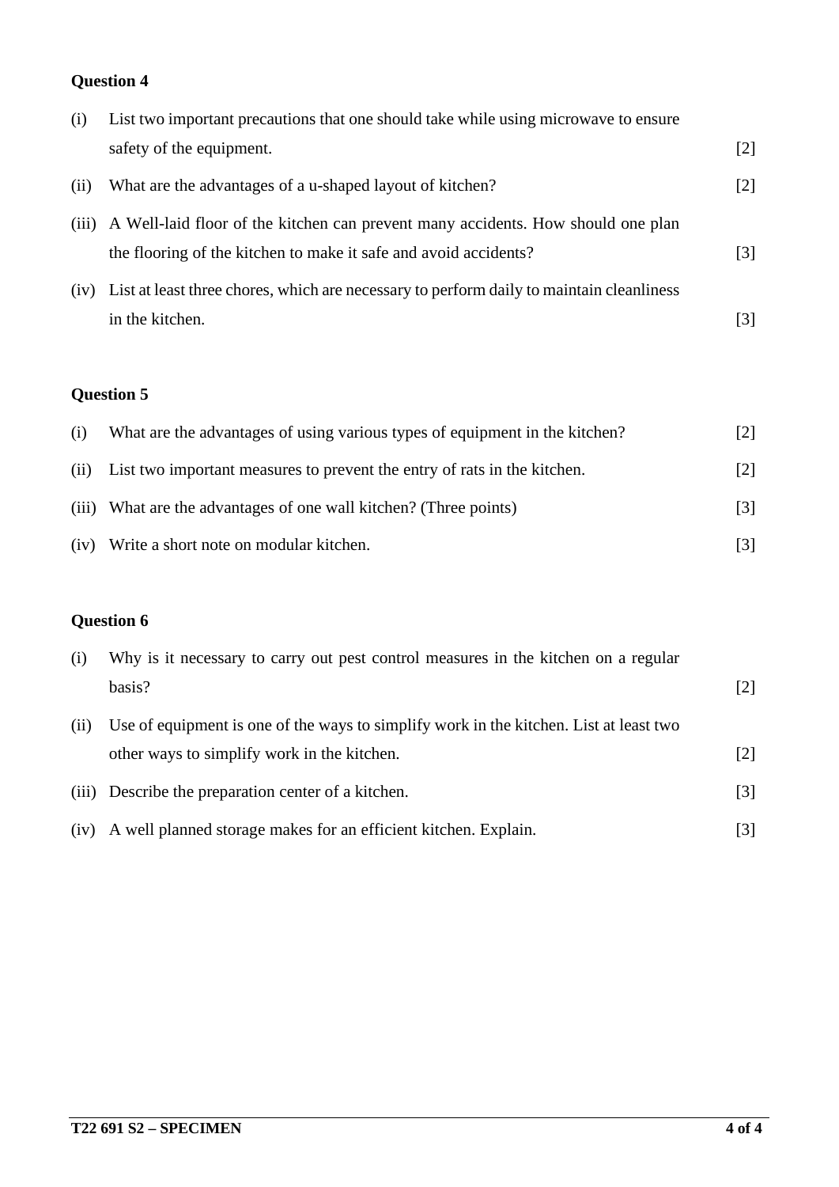**Question 4**

(i) List two important precautions that one should take while using microwave to ensure safety of the equipment. [2]

(ii) What are the advantages of a u-shaped layout of kitchen? [2]

(iii) A Well-laid floor of the kitchen can prevent many accidents. How should one plan the flooring of the kitchen to make it safe and avoid accidents? [3]

(iv) List at least three chores, which are necessary to perform daily to maintain cleanliness in the kitchen. [3]

**Question 5**

(i) What are the advantages of using various types of equipment in the kitchen? [2]

(ii) List two important measures to prevent the entry of rats in the kitchen. [2]

(iii) What are the advantages of one wall kitchen? (Three points) [3]

(iv) Write a short note on modular kitchen. [3]

**Question 6**

(i) Why is it necessary to carry out pest control measures in the kitchen on a regular basis? [2]

(ii) Use of equipment is one of the ways to simplify work in the kitchen. List at least two other ways to simplify work in the kitchen. [2]

(iii) Describe the preparation center of a kitchen. [3]

(iv) A well planned storage makes for an efficient kitchen. Explain. [3]